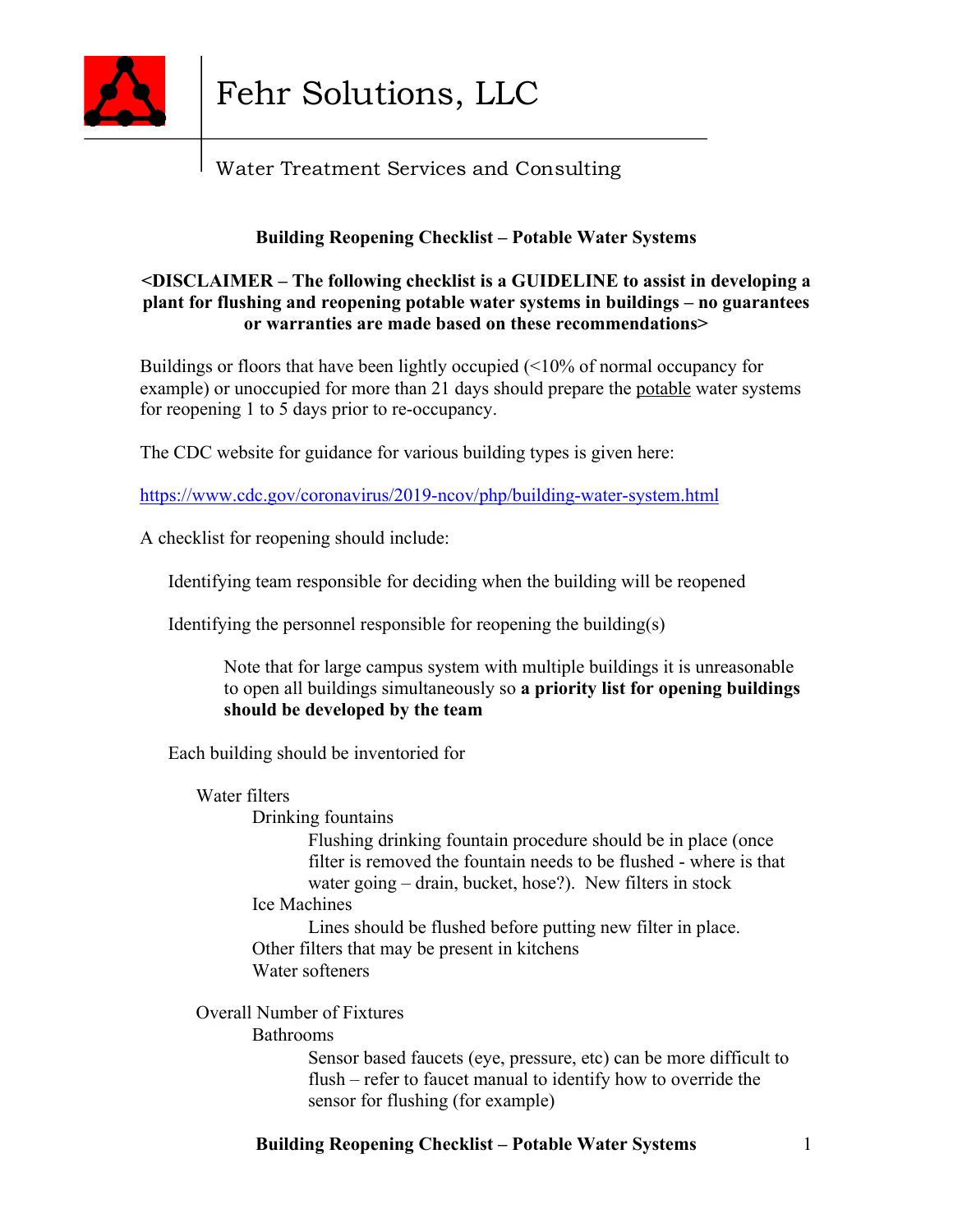# Fehr Solutions, LLC

Water Treatment Services and Consulting

## Building Reopening Checklist – Potable Water Systems

**<DISCLAIMER – The following checklist is a GUIDELINE to assist in developing a plant for flushing and reopening potable water systems in buildings – no guarantees or warranties are made based on these recommendations>**

Buildings or floors that have been lightly occupied (<10% of normal occupancy for example) or unoccupied for more than 21 days should prepare the potable water systems for reopening 1 to 5 days prior to re-occupancy.

The CDC website for guidance for various building types is given here:

https://www.cdc.gov/coronavirus/2019-ncov/php/building-water-system.html

A checklist for reopening should include:

- Identifying team responsible for deciding when the building will be reopened
- Identifying the personnel responsible for reopening the building(s)
  - Note that for large campus system with multiple buildings it is unreasonable to open all buildings simultaneously so **a priority list for opening buildings should be developed by the team**
- Each building should be inventoried for
  - Water filters
    - Drinking fountains
      - Flushing drinking fountain procedure should be in place (once filter is removed the fountain needs to be flushed - where is that water going – drain, bucket, hose?). New filters in stock
    - Ice Machines
      - Lines should be flushed before putting new filter in place.
    - Other filters that may be present in kitchens
    - Water softeners
  - Overall Number of Fixtures
    - Bathrooms
      - Sensor based faucets (eye, pressure, etc) can be more difficult to flush – refer to faucet manual to identify how to override the sensor for flushing (for example)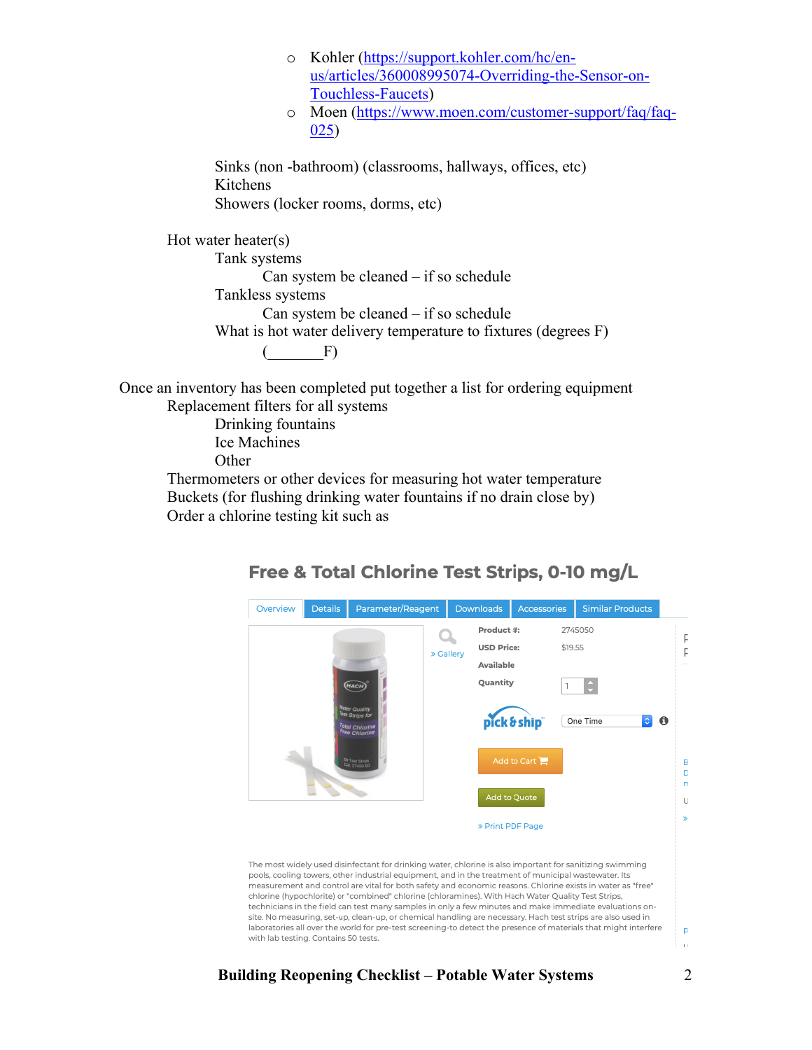- Kohler (https://support.kohler.com/hc/en-us/articles/360008995074-Overriding-the-Sensor-on-Touchless-Faucets)
  - Moen (https://www.moen.com/customer-support/faq/faq-025)

Sinks (non -bathroom) (classrooms, hallways, offices, etc)
Kitchens
Showers (locker rooms, dorms, etc)

Hot water heater(s)
Tank systems
Can system be cleaned – if so schedule
Tankless systems
Can system be cleaned – if so schedule
What is hot water delivery temperature to fixtures (degrees F)
(_______F)

Once an inventory has been completed put together a list for ordering equipment
Replacement filters for all systems
Drinking fountains
Ice Machines
Other
Thermometers or other devices for measuring hot water temperature
Buckets (for flushing drinking water fountains if no drain close by)
Order a chlorine testing kit such as

## Free & Total Chlorine Test Strips, 0-10 mg/L

Overview | Details | Parameter/Reagent | Downloads | Accessories | Similar Products

» Gallery

Product #: 2745050
USD Price: $19.55
Available
Quantity 1

pick & ship One Time

Add to Cart
Add to Quote
» Print PDF Page

The most widely used disinfectant for drinking water, chlorine is also important for sanitizing swimming pools, cooling towers, other industrial equipment, and in the treatment of municipal wastewater. Its measurement and control are vital for both safety and economic reasons. Chlorine exists in water as "free" chlorine (hypochlorite) or "combined" chlorine (chloramines). With Hach Water Quality Test Strips, technicians in the field can test many samples in only a few minutes and make immediate evaluations on-site. No measuring, set-up, clean-up, or chemical handling are necessary. Hach test strips are also used in laboratories all over the world for pre-test screening-to detect the presence of materials that might interfere with lab testing. Contains 50 tests.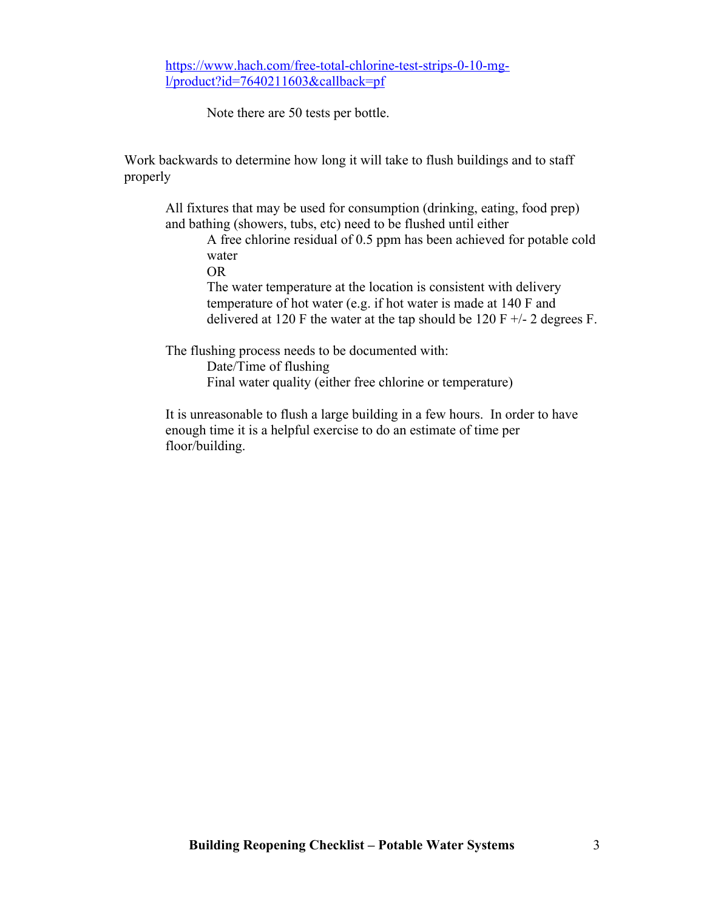https://www.hach.com/free-total-chlorine-test-strips-0-10-mg-l/product?id=7640211603&callback=pf

Note there are 50 tests per bottle.

Work backwards to determine how long it will take to flush buildings and to staff properly

All fixtures that may be used for consumption (drinking, eating, food prep) and bathing (showers, tubs, etc) need to be flushed until either

A free chlorine residual of 0.5 ppm has been achieved for potable cold water

OR

The water temperature at the location is consistent with delivery temperature of hot water (e.g. if hot water is made at 140 F and delivered at 120 F the water at the tap should be 120 F +/- 2 degrees F.

The flushing process needs to be documented with:

Date/Time of flushing

Final water quality (either free chlorine or temperature)

It is unreasonable to flush a large building in a few hours. In order to have enough time it is a helpful exercise to do an estimate of time per floor/building.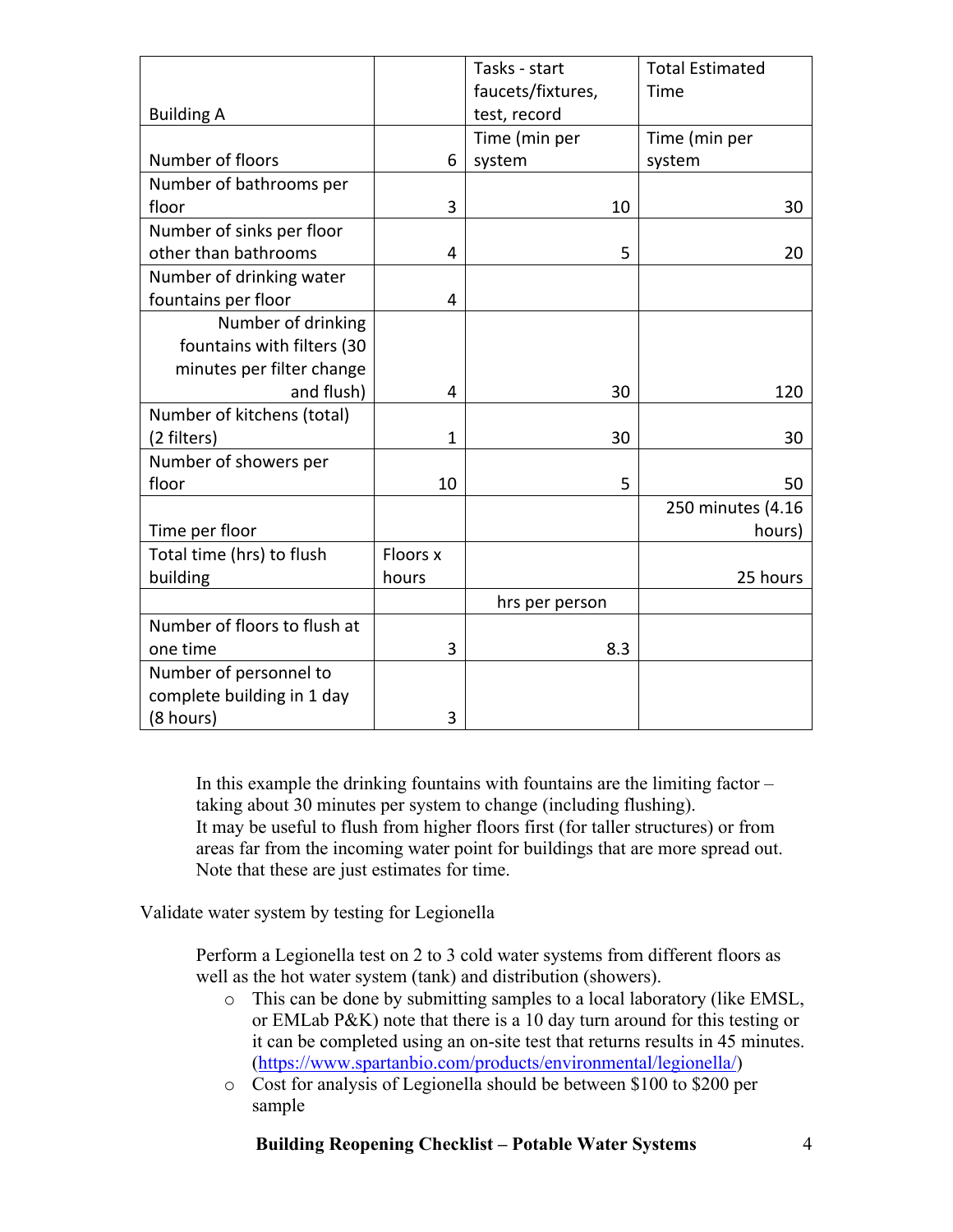| Building A | | Tasks - start faucets/fixtures, test, record | Total Estimated Time |
|---|---|---|---|
| Number of floors | 6 | Time (min per system | Time (min per system |
| Number of bathrooms per floor | 3 | 10 | 30 |
| Number of sinks per floor other than bathrooms | 4 | 5 | 20 |
| Number of drinking water fountains per floor | 4 | | |
| Number of drinking fountains with filters (30 minutes per filter change and flush) | 4 | 30 | 120 |
| Number of kitchens (total) (2 filters) | 1 | 30 | 30 |
| Number of showers per floor | 10 | 5 | 50 |
| Time per floor | | | 250 minutes (4.16 hours) |
| Total time (hrs) to flush building | Floors x hours | | 25 hours |
| | | hrs per person | |
| Number of floors to flush at one time | 3 | 8.3 | |
| Number of personnel to complete building in 1 day (8 hours) | 3 | | |

In this example the drinking fountains with fountains are the limiting factor – taking about 30 minutes per system to change (including flushing).
It may be useful to flush from higher floors first (for taller structures) or from areas far from the incoming water point for buildings that are more spread out. Note that these are just estimates for time.

Validate water system by testing for Legionella

Perform a Legionella test on 2 to 3 cold water systems from different floors as well as the hot water system (tank) and distribution (showers).

- This can be done by submitting samples to a local laboratory (like EMSL, or EMLab P&K) note that there is a 10 day turn around for this testing or it can be completed using an on-site test that returns results in 45 minutes. (https://www.spartanbio.com/products/environmental/legionella/)
- Cost for analysis of Legionella should be between $100 to $200 per sample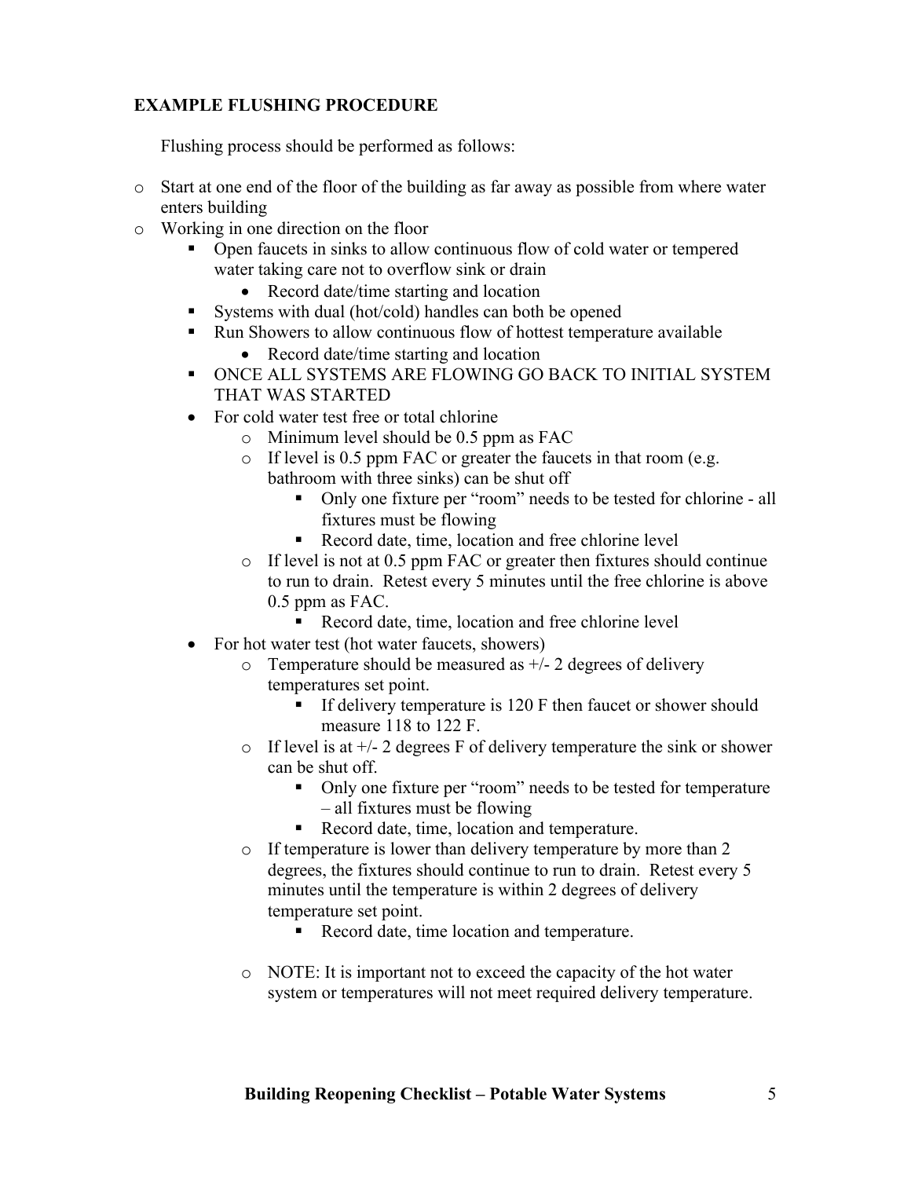**EXAMPLE FLUSHING PROCEDURE**

Flushing process should be performed as follows:

- Start at one end of the floor of the building as far away as possible from where water enters building
- Working in one direction on the floor
  - Open faucets in sinks to allow continuous flow of cold water or tempered water taking care not to overflow sink or drain
    - Record date/time starting and location
  - Systems with dual (hot/cold) handles can both be opened
  - Run Showers to allow continuous flow of hottest temperature available
    - Record date/time starting and location
  - ONCE ALL SYSTEMS ARE FLOWING GO BACK TO INITIAL SYSTEM THAT WAS STARTED
  - For cold water test free or total chlorine
    - Minimum level should be 0.5 ppm as FAC
    - If level is 0.5 ppm FAC or greater the faucets in that room (e.g. bathroom with three sinks) can be shut off
      - Only one fixture per "room" needs to be tested for chlorine - all fixtures must be flowing
      - Record date, time, location and free chlorine level
    - If level is not at 0.5 ppm FAC or greater then fixtures should continue to run to drain. Retest every 5 minutes until the free chlorine is above 0.5 ppm as FAC.
      - Record date, time, location and free chlorine level
  - For hot water test (hot water faucets, showers)
    - Temperature should be measured as +/- 2 degrees of delivery temperatures set point.
      - If delivery temperature is 120 F then faucet or shower should measure 118 to 122 F.
    - If level is at +/- 2 degrees F of delivery temperature the sink or shower can be shut off.
      - Only one fixture per "room" needs to be tested for temperature – all fixtures must be flowing
      - Record date, time, location and temperature.
    - If temperature is lower than delivery temperature by more than 2 degrees, the fixtures should continue to run to drain. Retest every 5 minutes until the temperature is within 2 degrees of delivery temperature set point.
      - Record date, time location and temperature.
    - NOTE: It is important not to exceed the capacity of the hot water system or temperatures will not meet required delivery temperature.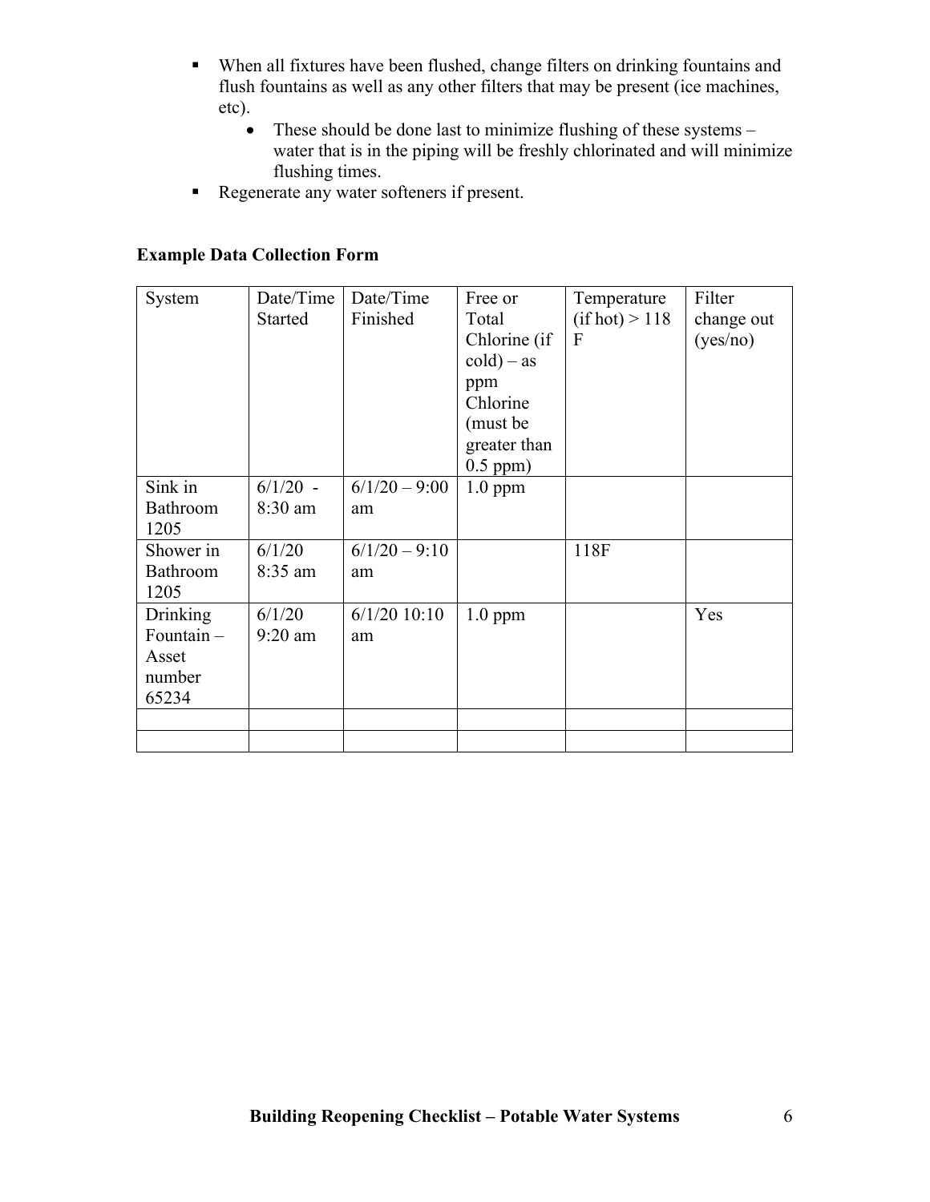- When all fixtures have been flushed, change filters on drinking fountains and flush fountains as well as any other filters that may be present (ice machines, etc).
  - These should be done last to minimize flushing of these systems – water that is in the piping will be freshly chlorinated and will minimize flushing times.
- Regenerate any water softeners if present.

**Example Data Collection Form**

| System | Date/Time Started | Date/Time Finished | Free or Total Chlorine (if cold) – as ppm Chlorine (must be greater than 0.5 ppm) | Temperature (if hot) > 118 F | Filter change out (yes/no) |
|---|---|---|---|---|---|
| Sink in Bathroom 1205 | 6/1/20 - 8:30 am | 6/1/20 – 9:00 am | 1.0 ppm | | |
| Shower in Bathroom 1205 | 6/1/20 8:35 am | 6/1/20 – 9:10 am | | 118F | |
| Drinking Fountain – Asset number 65234 | 6/1/20 9:20 am | 6/1/20 10:10 am | 1.0 ppm | | Yes |
| | | | | | |
| | | | | | |